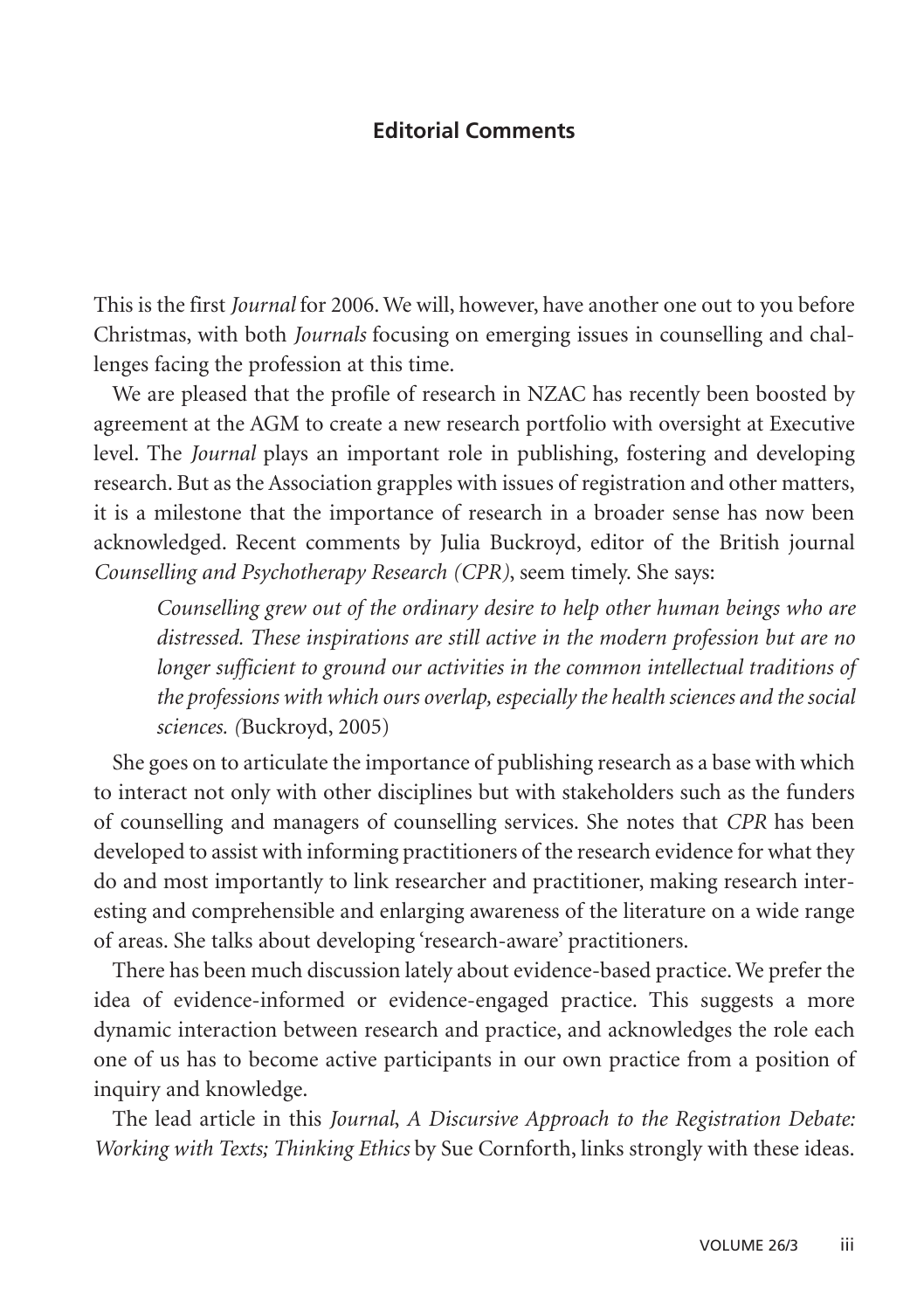# Editorial Comments

This is the first *Journal* for 2006. We will, however, have another one out to you before Christmas, with both *Journals* focusing on emerging issues in counselling and challenges facing the profession at this time.

We are pleased that the profile of research in NZAC has recently been boosted by agreement at the AGM to create a new research portfolio with oversight at Executive level. The *Journal* plays an important role in publishing, fostering and developing research. But as the Association grapples with issues of registration and other matters, it is a milestone that the importance of research in a broader sense has now been acknowledged. Recent comments by Julia Buckroyd, editor of the British journal *Counselling and Psychotherapy Research (CPR)*, seem timely. She says:

> *Counselling grew out of the ordinary desire to help other human beings who are distressed. These inspirations are still active in the modern profession but are no longer sufficient to ground our activities in the common intellectual traditions of the professions with which ours overlap, especially the health sciences and the social sciences. (*Buckroyd, 2005)

She goes on to articulate the importance of publishing research as a base with which to interact not only with other disciplines but with stakeholders such as the funders of counselling and managers of counselling services. She notes that *CPR* has been developed to assist with informing practitioners of the research evidence for what they do and most importantly to link researcher and practitioner, making research interesting and comprehensible and enlarging awareness of the literature on a wide range of areas. She talks about developing 'research-aware' practitioners.

There has been much discussion lately about evidence-based practice. We prefer the idea of evidence-informed or evidence-engaged practice. This suggests a more dynamic interaction between research and practice, and acknowledges the role each one of us has to become active participants in our own practice from a position of inquiry and knowledge.

The lead article in this *Journal*, *A Discursive Approach to the Registration Debate: Working with Texts; Thinking Ethics* by Sue Cornforth, links strongly with these ideas.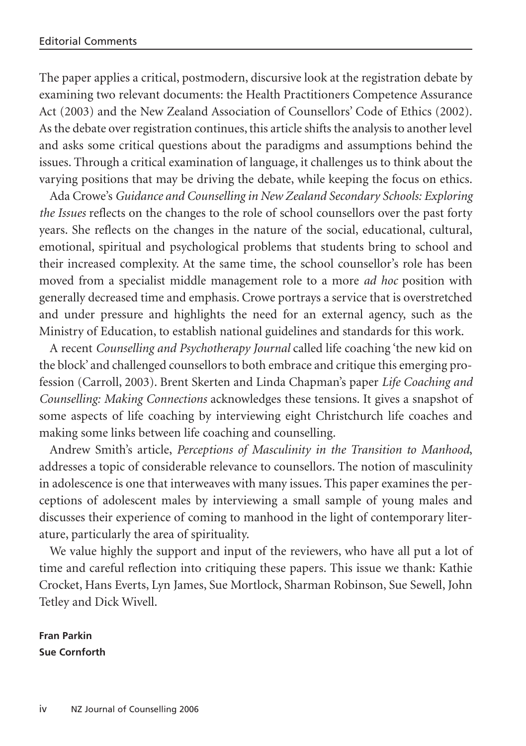The paper applies a critical, postmodern, discursive look at the registration debate by examining two relevant documents: the Health Practitioners Competence Assurance Act (2003) and the New Zealand Association of Counsellors' Code of Ethics (2002). As the debate over registration continues, this article shifts the analysis to another level and asks some critical questions about the paradigms and assumptions behind the issues. Through a critical examination of language, it challenges us to think about the varying positions that may be driving the debate, while keeping the focus on ethics.

Ada Crowe's *Guidance and Counselling in New Zealand Secondary Schools: Exploring the Issues* reflects on the changes to the role of school counsellors over the past forty years. She reflects on the changes in the nature of the social, educational, cultural, emotional, spiritual and psychological problems that students bring to school and their increased complexity. At the same time, the school counsellor's role has been moved from a specialist middle management role to a more *ad hoc* position with generally decreased time and emphasis. Crowe portrays a service that is overstretched and under pressure and highlights the need for an external agency, such as the Ministry of Education, to establish national guidelines and standards for this work.

A recent *Counselling and Psychotherapy Journal* called life coaching 'the new kid on the block' and challenged counsellors to both embrace and critique this emerging profession (Carroll, 2003). Brent Skerten and Linda Chapman's paper *Life Coaching and Counselling: Making Connections* acknowledges these tensions. It gives a snapshot of some aspects of life coaching by interviewing eight Christchurch life coaches and making some links between life coaching and counselling.

Andrew Smith's article, *Perceptions of Masculinity in the Transition to Manhood*, addresses a topic of considerable relevance to counsellors. The notion of masculinity in adolescence is one that interweaves with many issues. This paper examines the perceptions of adolescent males by interviewing a small sample of young males and discusses their experience of coming to manhood in the light of contemporary literature, particularly the area of spirituality.

We value highly the support and input of the reviewers, who have all put a lot of time and careful reflection into critiquing these papers. This issue we thank: Kathie Crocket, Hans Everts, Lyn James, Sue Mortlock, Sharman Robinson, Sue Sewell, John Tetley and Dick Wivell.

**Fran Parkin**
**Sue Cornforth**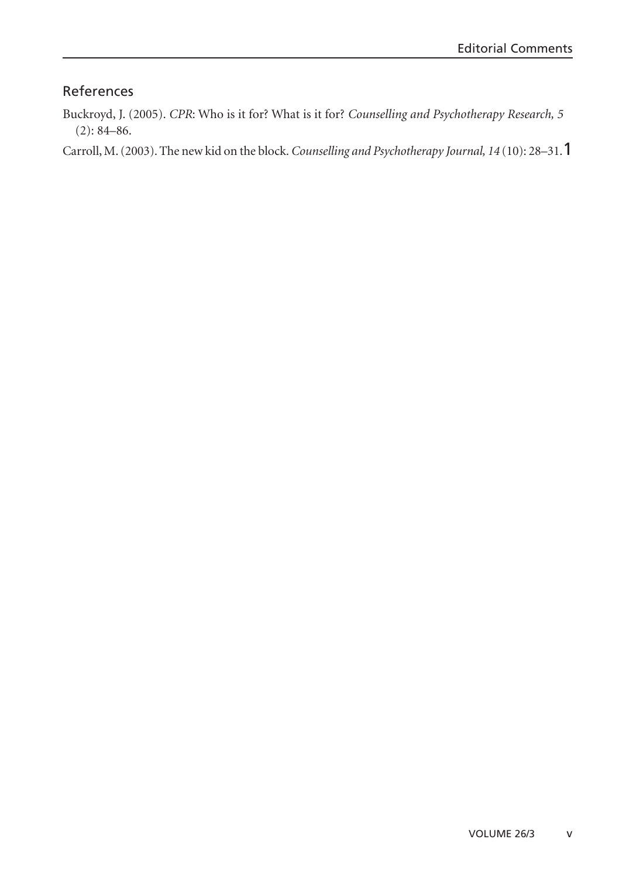## References

Buckroyd, J. (2005). *CPR*: Who is it for? What is it for? *Counselling and Psychotherapy Research, 5* (2): 84–86.

Carroll, M. (2003). The new kid on the block. *Counselling and Psychotherapy Journal, 14* (10): 28–31.